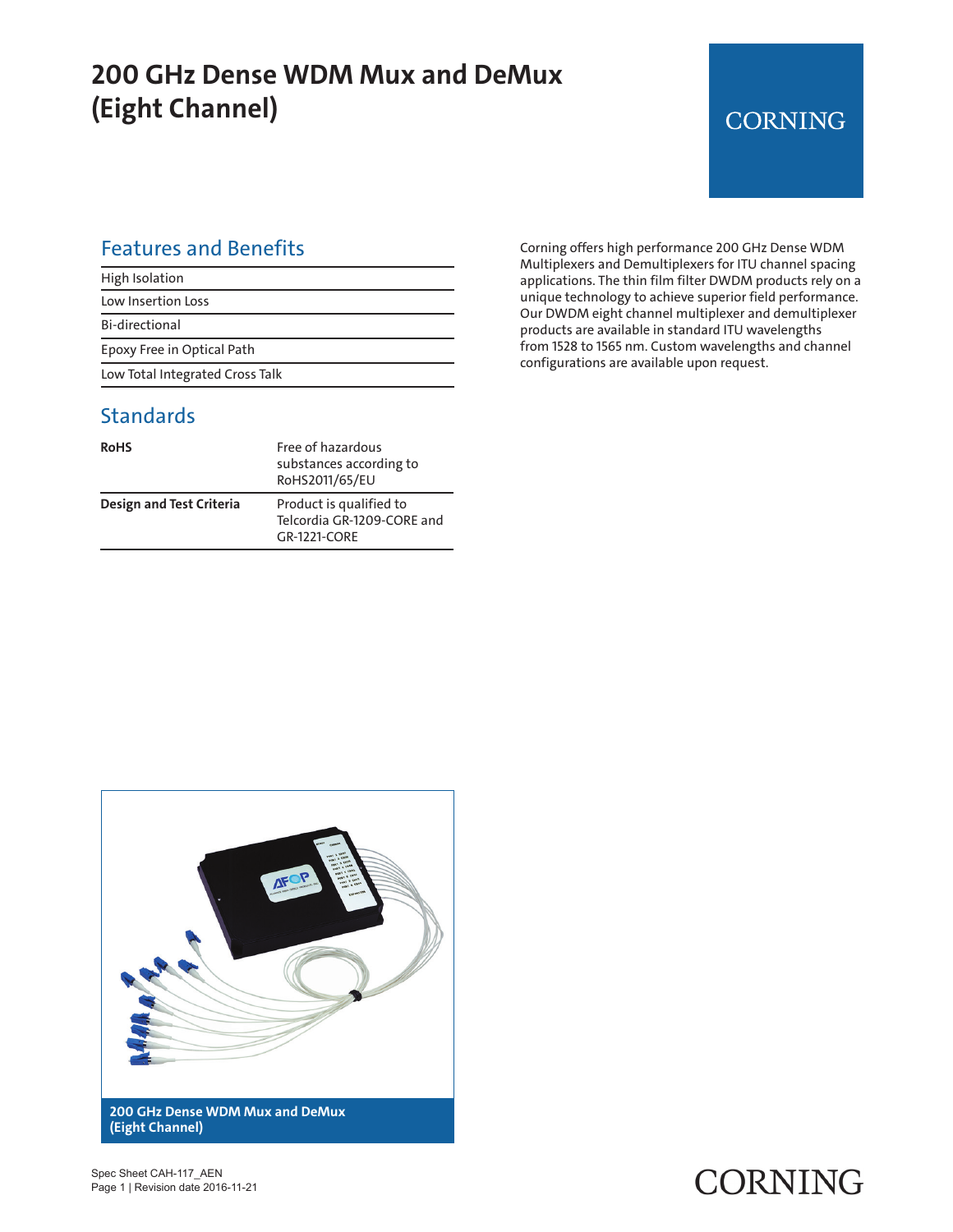# 200 GHz Dense WDM Mux and DeMux (Eight Channel)

CORNING

## Features and Benefits

| |
|---|
| High Isolation |
| Low Insertion Loss |
| Bi-directional |
| Epoxy Free in Optical Path |
| Low Total Integrated Cross Talk |

## Standards

| | |
|---|---|
| **RoHS** | Free of hazardous substances according to RoHS2011/65/EU |
| **Design and Test Criteria** | Product is qualified to Telcordia GR-1209-CORE and GR-1221-CORE |

Corning offers high performance 200 GHz Dense WDM Multiplexers and Demultiplexers for ITU channel spacing applications. The thin film filter DWDM products rely on a unique technology to achieve superior field performance. Our DWDM eight channel multiplexer and demultiplexer products are available in standard ITU wavelengths from 1528 to 1565 nm. Custom wavelengths and channel configurations are available upon request.

**200 GHz Dense WDM Mux and DeMux (Eight Channel)**

Spec Sheet CAH-117_AEN
Revision date 2016-11-21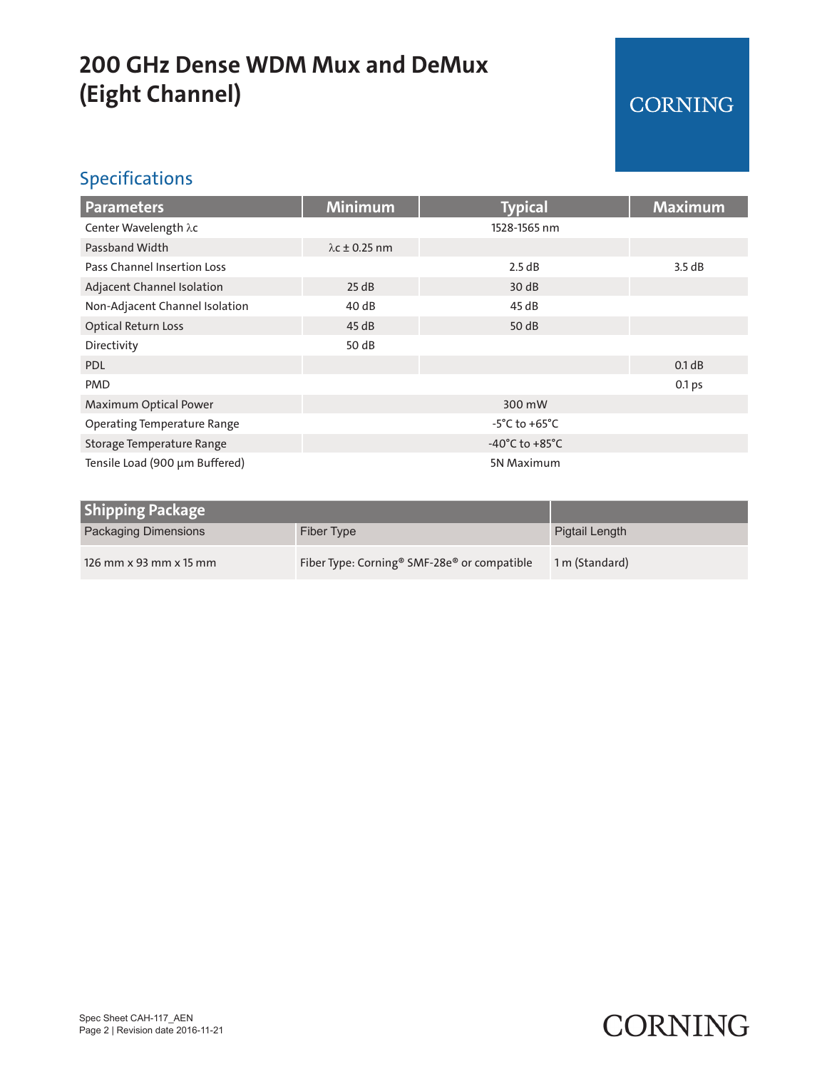# 200 GHz Dense WDM Mux and DeMux (Eight Channel)

CORNING

## Specifications

| Parameters | Minimum | Typical | Maximum |
|---|---|---|---|
| Center Wavelength λc | | 1528-1565 nm | |
| Passband Width | λc ± 0.25 nm | | |
| Pass Channel Insertion Loss | | 2.5 dB | 3.5 dB |
| Adjacent Channel Isolation | 25 dB | 30 dB | |
| Non-Adjacent Channel Isolation | 40 dB | 45 dB | |
| Optical Return Loss | 45 dB | 50 dB | |
| Directivity | 50 dB | | |
| PDL | | | 0.1 dB |
| PMD | | | 0.1 ps |
| Maximum Optical Power | | 300 mW | |
| Operating Temperature Range | | -5°C to +65°C | |
| Storage Temperature Range | | -40°C to +85°C | |
| Tensile Load (900 μm Buffered) | | 5N Maximum | |

| Shipping Package | | |
|---|---|---|
| Packaging Dimensions | Fiber Type | Pigtail Length |
| 126 mm x 93 mm x 15 mm | Fiber Type: Corning® SMF-28e® or compatible | 1 m (Standard) |

Spec Sheet CAH-117_AEN
Revision date 2016-11-21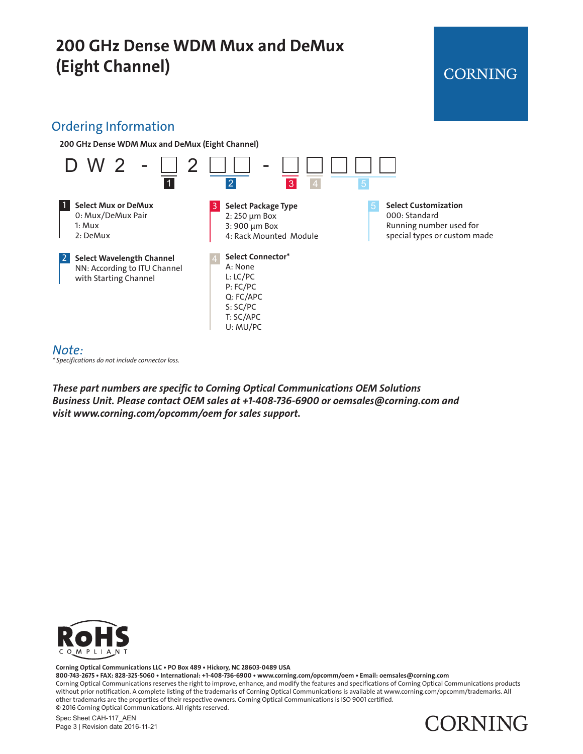# 200 GHz Dense WDM Mux and DeMux (Eight Channel)

CORNING

## Ordering Information

**200 GHz Dense WDM Mux and DeMux (Eight Channel)**

D W 2 - [1] 2 [2][2] - [3] [4] [5][5][5]

**1 Select Mux or DeMux**
0: Mux/DeMux Pair
1: Mux
2: DeMux

**2 Select Wavelength Channel**
NN: According to ITU Channel with Starting Channel

**3 Select Package Type**
2: 250 µm Box
3: 900 µm Box
4: Rack Mounted Module

**4 Select Connector***
A: None
L: LC/PC
P: FC/PC
Q: FC/APC
S: SC/PC
T: SC/APC
U: MU/PC

**5 Select Customization**
000: Standard
Running number used for special types or custom made

*Note:*
*\* Specifications do not include connector loss.*

***These part numbers are specific to Corning Optical Communications OEM Solutions Business Unit. Please contact OEM sales at +1-408-736-6900 or oemsales@corning.com and visit www.corning.com/opcomm/oem for sales support.***

RoHS COMPLIANT

**Corning Optical Communications LLC • PO Box 489 • Hickory, NC 28603-0489 USA**
**800-743-2675 • FAX: 828-325-5060 • International: +1-408-736-6900 • www.corning.com/opcomm/oem • Email: oemsales@corning.com**
Corning Optical Communications reserves the right to improve, enhance, and modify the features and specifications of Corning Optical Communications products without prior notification. A complete listing of the trademarks of Corning Optical Communications is available at www.corning.com/opcomm/trademarks. All other trademarks are the properties of their respective owners. Corning Optical Communications is ISO 9001 certified.
© 2016 Corning Optical Communications. All rights reserved.

Spec Sheet CAH-117_AEN
Revision date 2016-11-21

CORNING